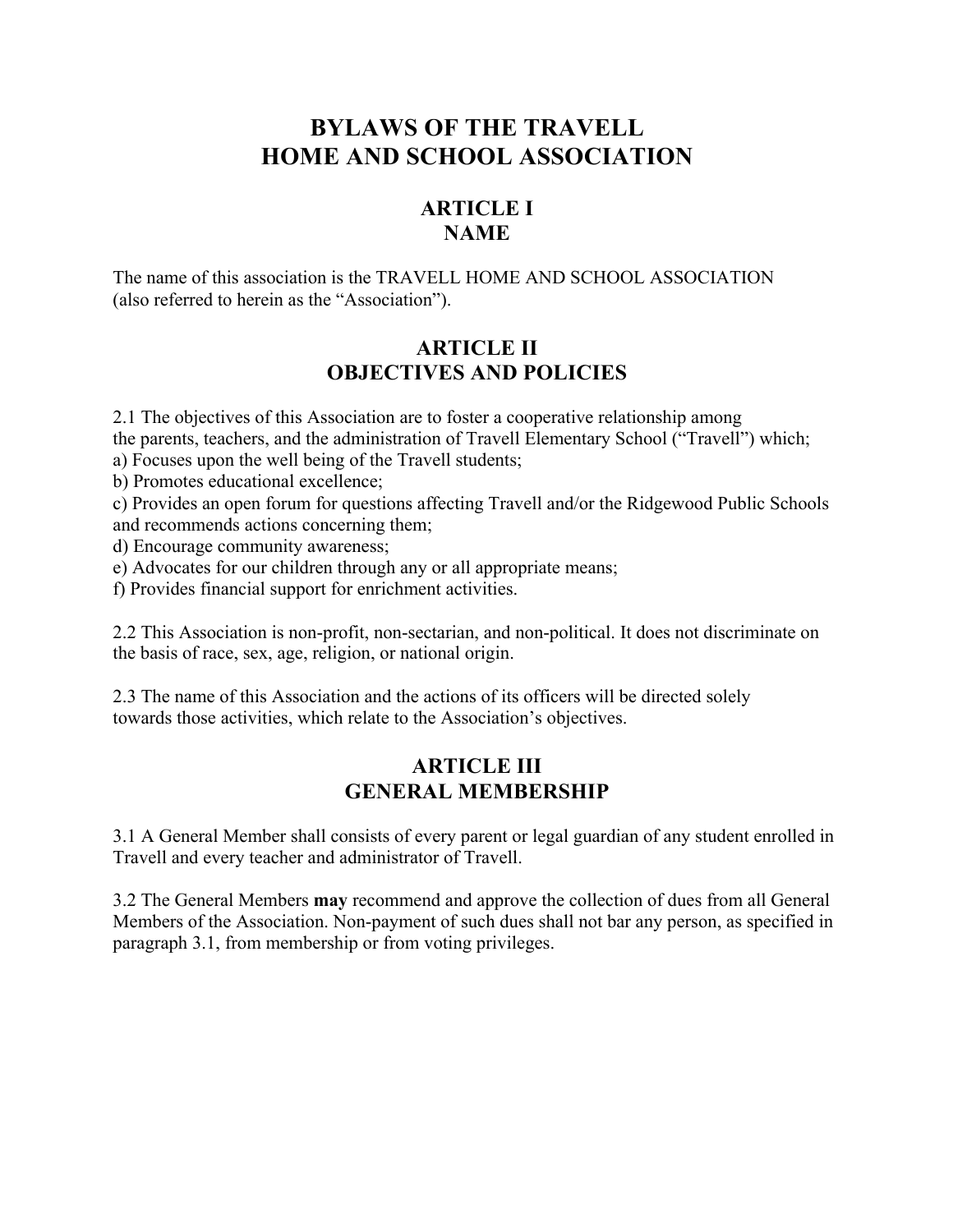# BYLAWS OF THE TRAVELL HOME AND SCHOOL ASSOCIATION

## ARTICLE I
## NAME

The name of this association is the TRAVELL HOME AND SCHOOL ASSOCIATION (also referred to herein as the "Association").

## ARTICLE II
## OBJECTIVES AND POLICIES

2.1 The objectives of this Association are to foster a cooperative relationship among the parents, teachers, and the administration of Travell Elementary School ("Travell") which;

a) Focuses upon the well being of the Travell students;

b) Promotes educational excellence;

c) Provides an open forum for questions affecting Travell and/or the Ridgewood Public Schools and recommends actions concerning them;

d) Encourage community awareness;

e) Advocates for our children through any or all appropriate means;

f) Provides financial support for enrichment activities.

2.2 This Association is non-profit, non-sectarian, and non-political. It does not discriminate on the basis of race, sex, age, religion, or national origin.

2.3 The name of this Association and the actions of its officers will be directed solely towards those activities, which relate to the Association's objectives.

## ARTICLE III
## GENERAL MEMBERSHIP

3.1 A General Member shall consists of every parent or legal guardian of any student enrolled in Travell and every teacher and administrator of Travell.

3.2 The General Members **may** recommend and approve the collection of dues from all General Members of the Association. Non-payment of such dues shall not bar any person, as specified in paragraph 3.1, from membership or from voting privileges.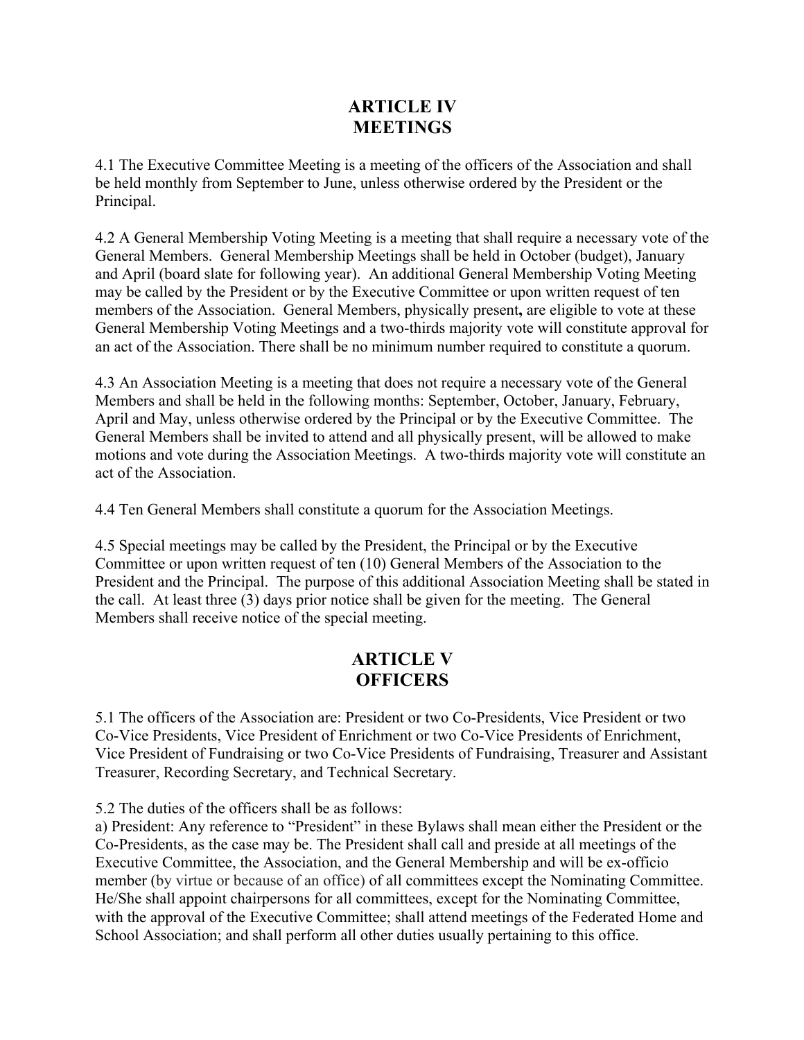## ARTICLE IV
## MEETINGS

4.1 The Executive Committee Meeting is a meeting of the officers of the Association and shall be held monthly from September to June, unless otherwise ordered by the President or the Principal.

4.2 A General Membership Voting Meeting is a meeting that shall require a necessary vote of the General Members. General Membership Meetings shall be held in October (budget), January and April (board slate for following year). An additional General Membership Voting Meeting may be called by the President or by the Executive Committee or upon written request of ten members of the Association. General Members, physically present**,** are eligible to vote at these General Membership Voting Meetings and a two-thirds majority vote will constitute approval for an act of the Association. There shall be no minimum number required to constitute a quorum.

4.3 An Association Meeting is a meeting that does not require a necessary vote of the General Members and shall be held in the following months: September, October, January, February, April and May, unless otherwise ordered by the Principal or by the Executive Committee. The General Members shall be invited to attend and all physically present, will be allowed to make motions and vote during the Association Meetings. A two-thirds majority vote will constitute an act of the Association.

4.4 Ten General Members shall constitute a quorum for the Association Meetings.

4.5 Special meetings may be called by the President, the Principal or by the Executive Committee or upon written request of ten (10) General Members of the Association to the President and the Principal. The purpose of this additional Association Meeting shall be stated in the call. At least three (3) days prior notice shall be given for the meeting. The General Members shall receive notice of the special meeting.

## ARTICLE V
## OFFICERS

5.1 The officers of the Association are: President or two Co-Presidents, Vice President or two Co-Vice Presidents, Vice President of Enrichment or two Co-Vice Presidents of Enrichment, Vice President of Fundraising or two Co-Vice Presidents of Fundraising, Treasurer and Assistant Treasurer, Recording Secretary, and Technical Secretary.

5.2 The duties of the officers shall be as follows:
a) President: Any reference to "President" in these Bylaws shall mean either the President or the Co-Presidents, as the case may be. The President shall call and preside at all meetings of the Executive Committee, the Association, and the General Membership and will be ex-officio member (by virtue or because of an office) of all committees except the Nominating Committee. He/She shall appoint chairpersons for all committees, except for the Nominating Committee, with the approval of the Executive Committee; shall attend meetings of the Federated Home and School Association; and shall perform all other duties usually pertaining to this office.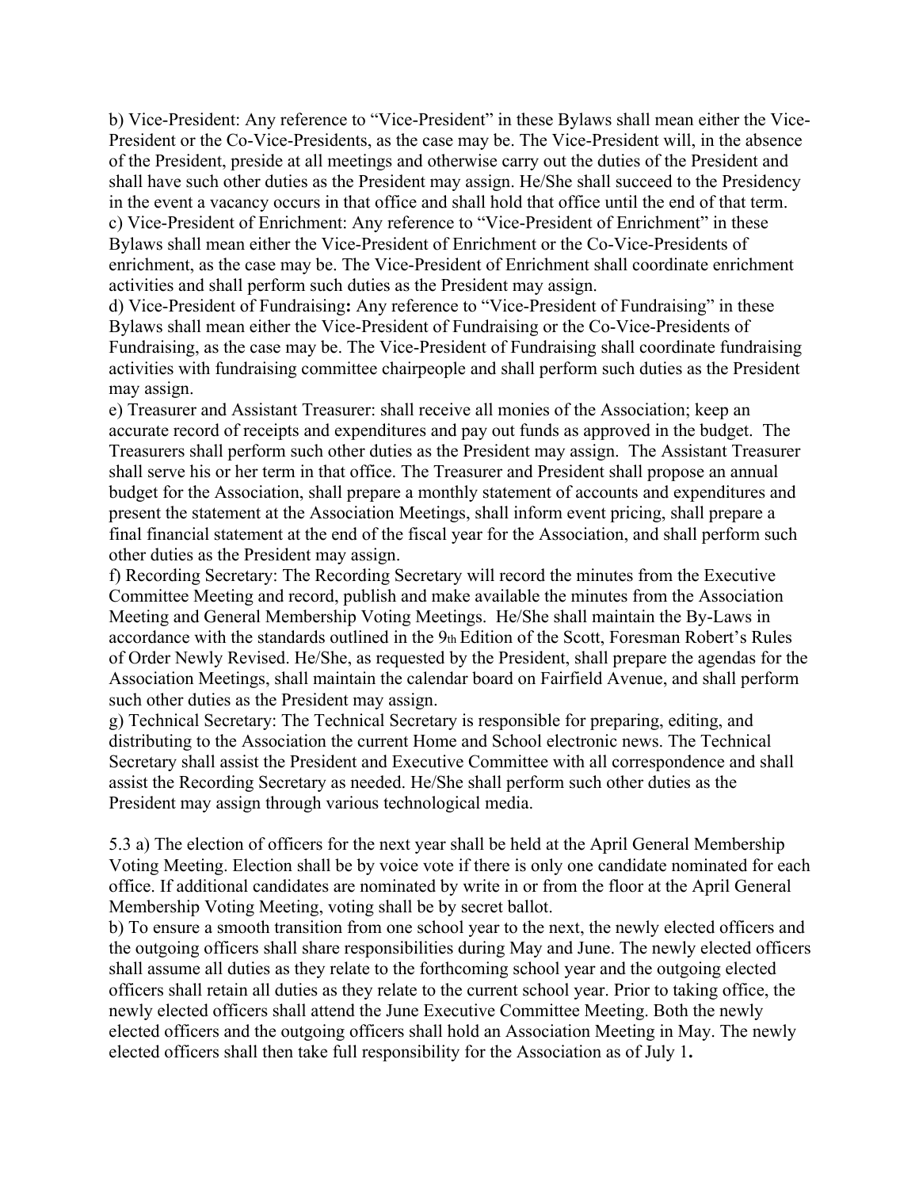b) Vice-President: Any reference to "Vice-President" in these Bylaws shall mean either the Vice-President or the Co-Vice-Presidents, as the case may be. The Vice-President will, in the absence of the President, preside at all meetings and otherwise carry out the duties of the President and shall have such other duties as the President may assign. He/She shall succeed to the Presidency in the event a vacancy occurs in that office and shall hold that office until the end of that term.

c) Vice-President of Enrichment: Any reference to "Vice-President of Enrichment" in these Bylaws shall mean either the Vice-President of Enrichment or the Co-Vice-Presidents of enrichment, as the case may be. The Vice-President of Enrichment shall coordinate enrichment activities and shall perform such duties as the President may assign.

d) Vice-President of Fundraising**:** Any reference to "Vice-President of Fundraising" in these Bylaws shall mean either the Vice-President of Fundraising or the Co-Vice-Presidents of Fundraising, as the case may be. The Vice-President of Fundraising shall coordinate fundraising activities with fundraising committee chairpeople and shall perform such duties as the President may assign.

e) Treasurer and Assistant Treasurer: shall receive all monies of the Association; keep an accurate record of receipts and expenditures and pay out funds as approved in the budget. The Treasurers shall perform such other duties as the President may assign. The Assistant Treasurer shall serve his or her term in that office. The Treasurer and President shall propose an annual budget for the Association, shall prepare a monthly statement of accounts and expenditures and present the statement at the Association Meetings, shall inform event pricing, shall prepare a final financial statement at the end of the fiscal year for the Association, and shall perform such other duties as the President may assign.

f) Recording Secretary: The Recording Secretary will record the minutes from the Executive Committee Meeting and record, publish and make available the minutes from the Association Meeting and General Membership Voting Meetings. He/She shall maintain the By-Laws in accordance with the standards outlined in the 9th Edition of the Scott, Foresman Robert's Rules of Order Newly Revised. He/She, as requested by the President, shall prepare the agendas for the Association Meetings, shall maintain the calendar board on Fairfield Avenue, and shall perform such other duties as the President may assign.

g) Technical Secretary: The Technical Secretary is responsible for preparing, editing, and distributing to the Association the current Home and School electronic news. The Technical Secretary shall assist the President and Executive Committee with all correspondence and shall assist the Recording Secretary as needed. He/She shall perform such other duties as the President may assign through various technological media.

5.3 a) The election of officers for the next year shall be held at the April General Membership Voting Meeting. Election shall be by voice vote if there is only one candidate nominated for each office. If additional candidates are nominated by write in or from the floor at the April General Membership Voting Meeting, voting shall be by secret ballot.

b) To ensure a smooth transition from one school year to the next, the newly elected officers and the outgoing officers shall share responsibilities during May and June. The newly elected officers shall assume all duties as they relate to the forthcoming school year and the outgoing elected officers shall retain all duties as they relate to the current school year. Prior to taking office, the newly elected officers shall attend the June Executive Committee Meeting. Both the newly elected officers and the outgoing officers shall hold an Association Meeting in May. The newly elected officers shall then take full responsibility for the Association as of July 1**.**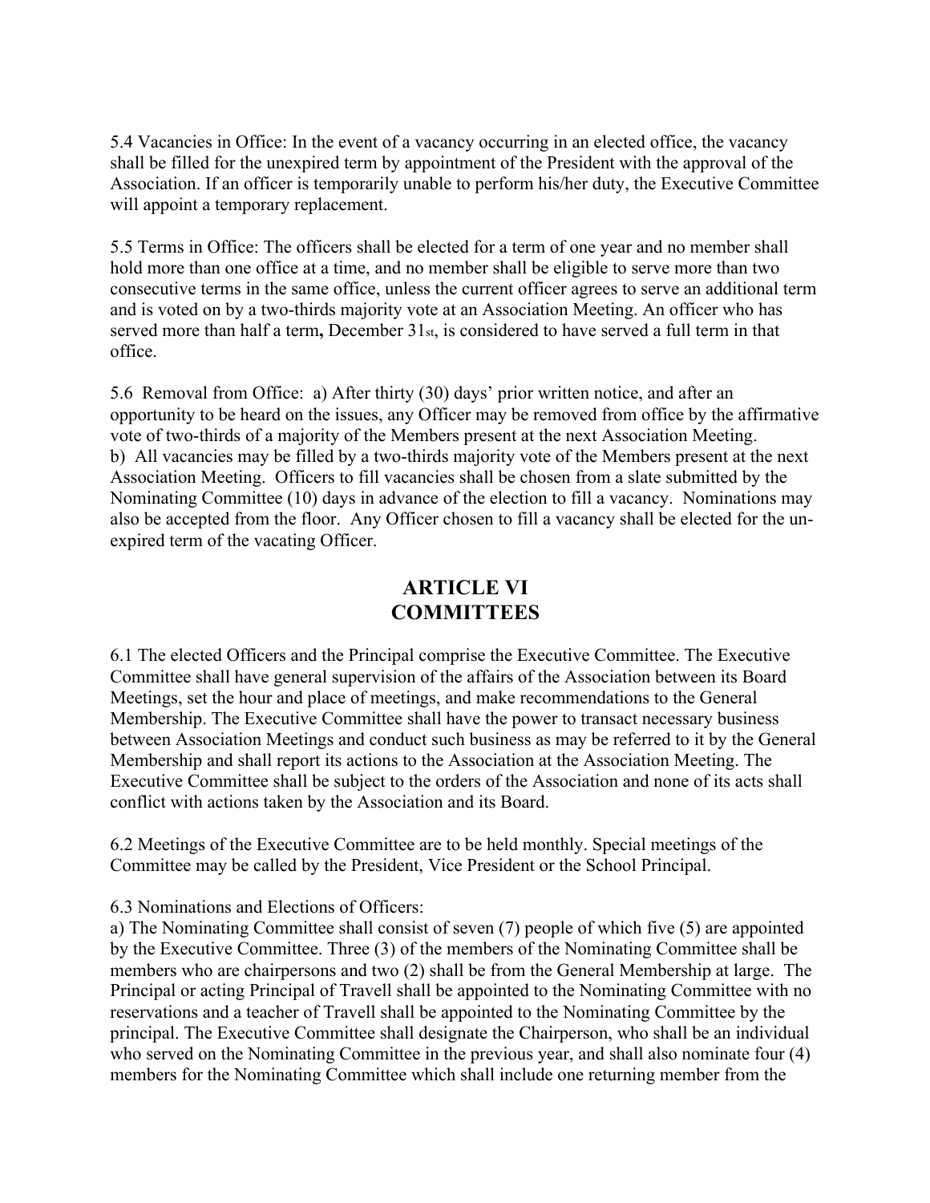5.4 Vacancies in Office: In the event of a vacancy occurring in an elected office, the vacancy shall be filled for the unexpired term by appointment of the President with the approval of the Association. If an officer is temporarily unable to perform his/her duty, the Executive Committee will appoint a temporary replacement.

5.5 Terms in Office: The officers shall be elected for a term of one year and no member shall hold more than one office at a time, and no member shall be eligible to serve more than two consecutive terms in the same office, unless the current officer agrees to serve an additional term and is voted on by a two-thirds majority vote at an Association Meeting. An officer who has served more than half a term**,** December 31st, is considered to have served a full term in that office.

5.6 Removal from Office: a) After thirty (30) days' prior written notice, and after an opportunity to be heard on the issues, any Officer may be removed from office by the affirmative vote of two-thirds of a majority of the Members present at the next Association Meeting.
b) All vacancies may be filled by a two-thirds majority vote of the Members present at the next Association Meeting. Officers to fill vacancies shall be chosen from a slate submitted by the Nominating Committee (10) days in advance of the election to fill a vacancy. Nominations may also be accepted from the floor. Any Officer chosen to fill a vacancy shall be elected for the un-expired term of the vacating Officer.

## ARTICLE VI
## COMMITTEES

6.1 The elected Officers and the Principal comprise the Executive Committee. The Executive Committee shall have general supervision of the affairs of the Association between its Board Meetings, set the hour and place of meetings, and make recommendations to the General Membership. The Executive Committee shall have the power to transact necessary business between Association Meetings and conduct such business as may be referred to it by the General Membership and shall report its actions to the Association at the Association Meeting. The Executive Committee shall be subject to the orders of the Association and none of its acts shall conflict with actions taken by the Association and its Board.

6.2 Meetings of the Executive Committee are to be held monthly. Special meetings of the Committee may be called by the President, Vice President or the School Principal.

6.3 Nominations and Elections of Officers:
a) The Nominating Committee shall consist of seven (7) people of which five (5) are appointed by the Executive Committee. Three (3) of the members of the Nominating Committee shall be members who are chairpersons and two (2) shall be from the General Membership at large. The Principal or acting Principal of Travell shall be appointed to the Nominating Committee with no reservations and a teacher of Travell shall be appointed to the Nominating Committee by the principal. The Executive Committee shall designate the Chairperson, who shall be an individual who served on the Nominating Committee in the previous year, and shall also nominate four (4) members for the Nominating Committee which shall include one returning member from the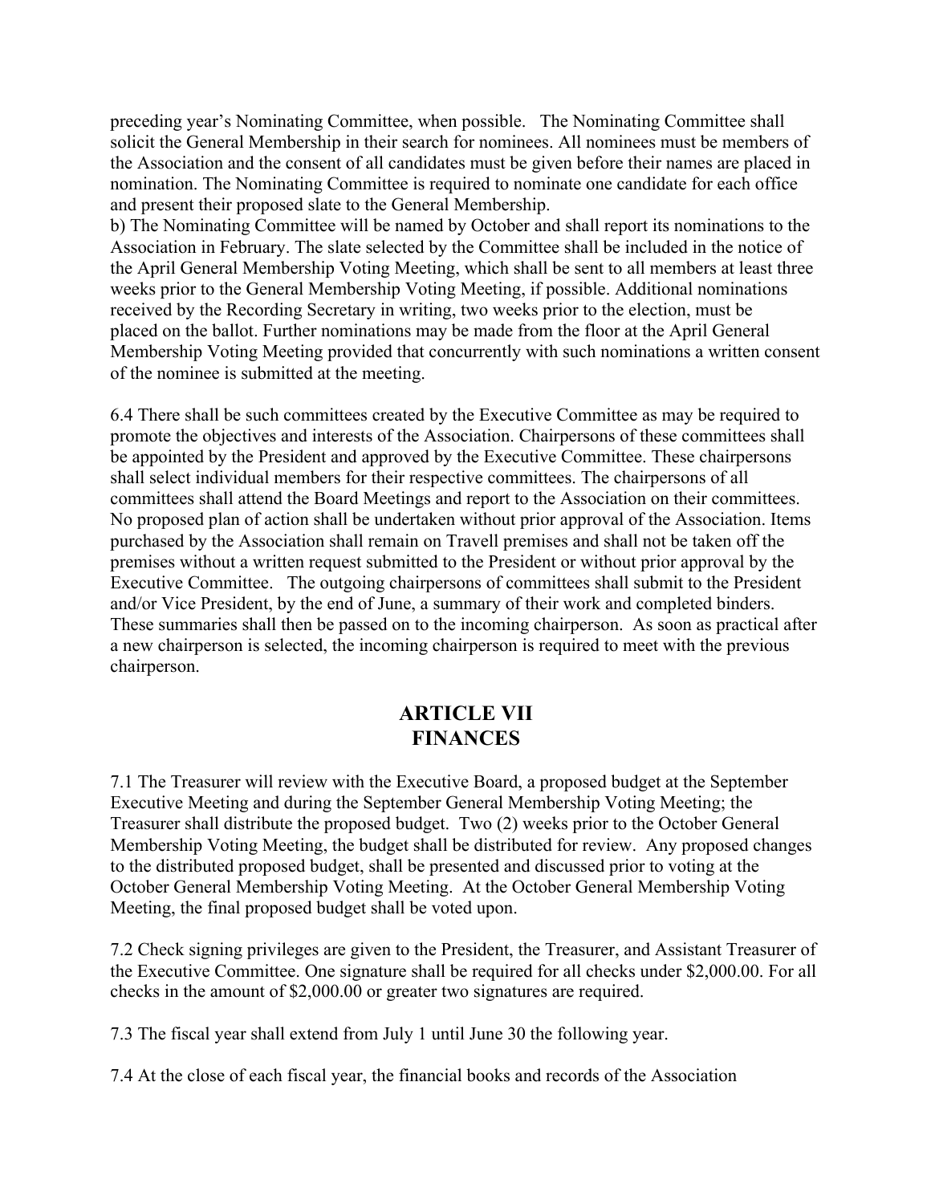preceding year's Nominating Committee, when possible. The Nominating Committee shall solicit the General Membership in their search for nominees. All nominees must be members of the Association and the consent of all candidates must be given before their names are placed in nomination. The Nominating Committee is required to nominate one candidate for each office and present their proposed slate to the General Membership.

b) The Nominating Committee will be named by October and shall report its nominations to the Association in February. The slate selected by the Committee shall be included in the notice of the April General Membership Voting Meeting, which shall be sent to all members at least three weeks prior to the General Membership Voting Meeting, if possible. Additional nominations received by the Recording Secretary in writing, two weeks prior to the election, must be placed on the ballot. Further nominations may be made from the floor at the April General Membership Voting Meeting provided that concurrently with such nominations a written consent of the nominee is submitted at the meeting.

6.4 There shall be such committees created by the Executive Committee as may be required to promote the objectives and interests of the Association. Chairpersons of these committees shall be appointed by the President and approved by the Executive Committee. These chairpersons shall select individual members for their respective committees. The chairpersons of all committees shall attend the Board Meetings and report to the Association on their committees. No proposed plan of action shall be undertaken without prior approval of the Association. Items purchased by the Association shall remain on Travell premises and shall not be taken off the premises without a written request submitted to the President or without prior approval by the Executive Committee. The outgoing chairpersons of committees shall submit to the President and/or Vice President, by the end of June, a summary of their work and completed binders. These summaries shall then be passed on to the incoming chairperson. As soon as practical after a new chairperson is selected, the incoming chairperson is required to meet with the previous chairperson.

## ARTICLE VII
## FINANCES

7.1 The Treasurer will review with the Executive Board, a proposed budget at the September Executive Meeting and during the September General Membership Voting Meeting; the Treasurer shall distribute the proposed budget. Two (2) weeks prior to the October General Membership Voting Meeting, the budget shall be distributed for review. Any proposed changes to the distributed proposed budget, shall be presented and discussed prior to voting at the October General Membership Voting Meeting. At the October General Membership Voting Meeting, the final proposed budget shall be voted upon.

7.2 Check signing privileges are given to the President, the Treasurer, and Assistant Treasurer of the Executive Committee. One signature shall be required for all checks under $2,000.00. For all checks in the amount of $2,000.00 or greater two signatures are required.

7.3 The fiscal year shall extend from July 1 until June 30 the following year.

7.4 At the close of each fiscal year, the financial books and records of the Association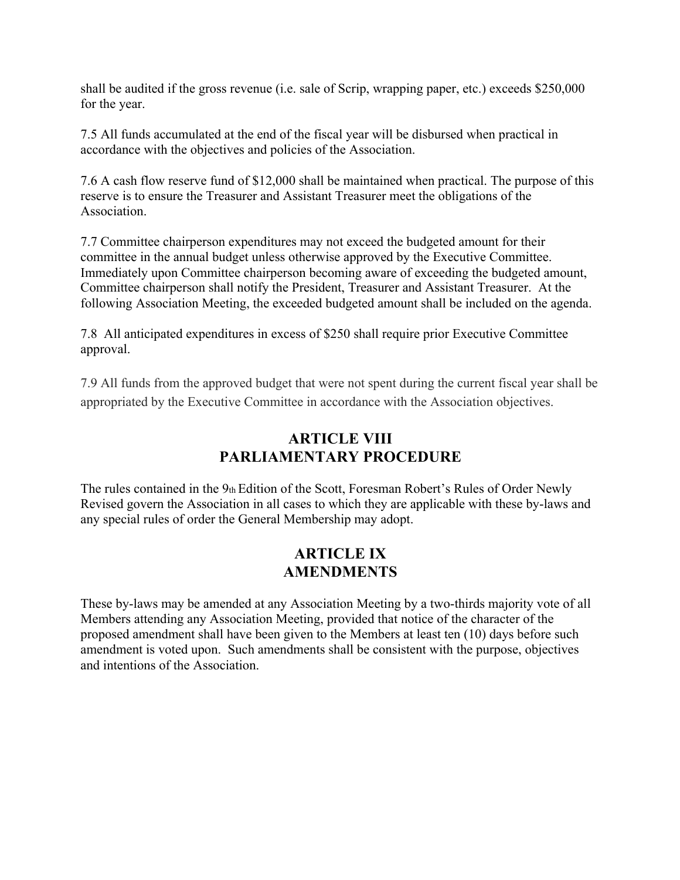shall be audited if the gross revenue (i.e. sale of Scrip, wrapping paper, etc.) exceeds $250,000 for the year.

7.5 All funds accumulated at the end of the fiscal year will be disbursed when practical in accordance with the objectives and policies of the Association.

7.6 A cash flow reserve fund of $12,000 shall be maintained when practical. The purpose of this reserve is to ensure the Treasurer and Assistant Treasurer meet the obligations of the Association.

7.7 Committee chairperson expenditures may not exceed the budgeted amount for their committee in the annual budget unless otherwise approved by the Executive Committee. Immediately upon Committee chairperson becoming aware of exceeding the budgeted amount, Committee chairperson shall notify the President, Treasurer and Assistant Treasurer. At the following Association Meeting, the exceeded budgeted amount shall be included on the agenda.

7.8 All anticipated expenditures in excess of $250 shall require prior Executive Committee approval.

7.9 All funds from the approved budget that were not spent during the current fiscal year shall be appropriated by the Executive Committee in accordance with the Association objectives.

## ARTICLE VIII
## PARLIAMENTARY PROCEDURE

The rules contained in the 9th Edition of the Scott, Foresman Robert's Rules of Order Newly Revised govern the Association in all cases to which they are applicable with these by-laws and any special rules of order the General Membership may adopt.

## ARTICLE IX
## AMENDMENTS

These by-laws may be amended at any Association Meeting by a two-thirds majority vote of all Members attending any Association Meeting, provided that notice of the character of the proposed amendment shall have been given to the Members at least ten (10) days before such amendment is voted upon. Such amendments shall be consistent with the purpose, objectives and intentions of the Association.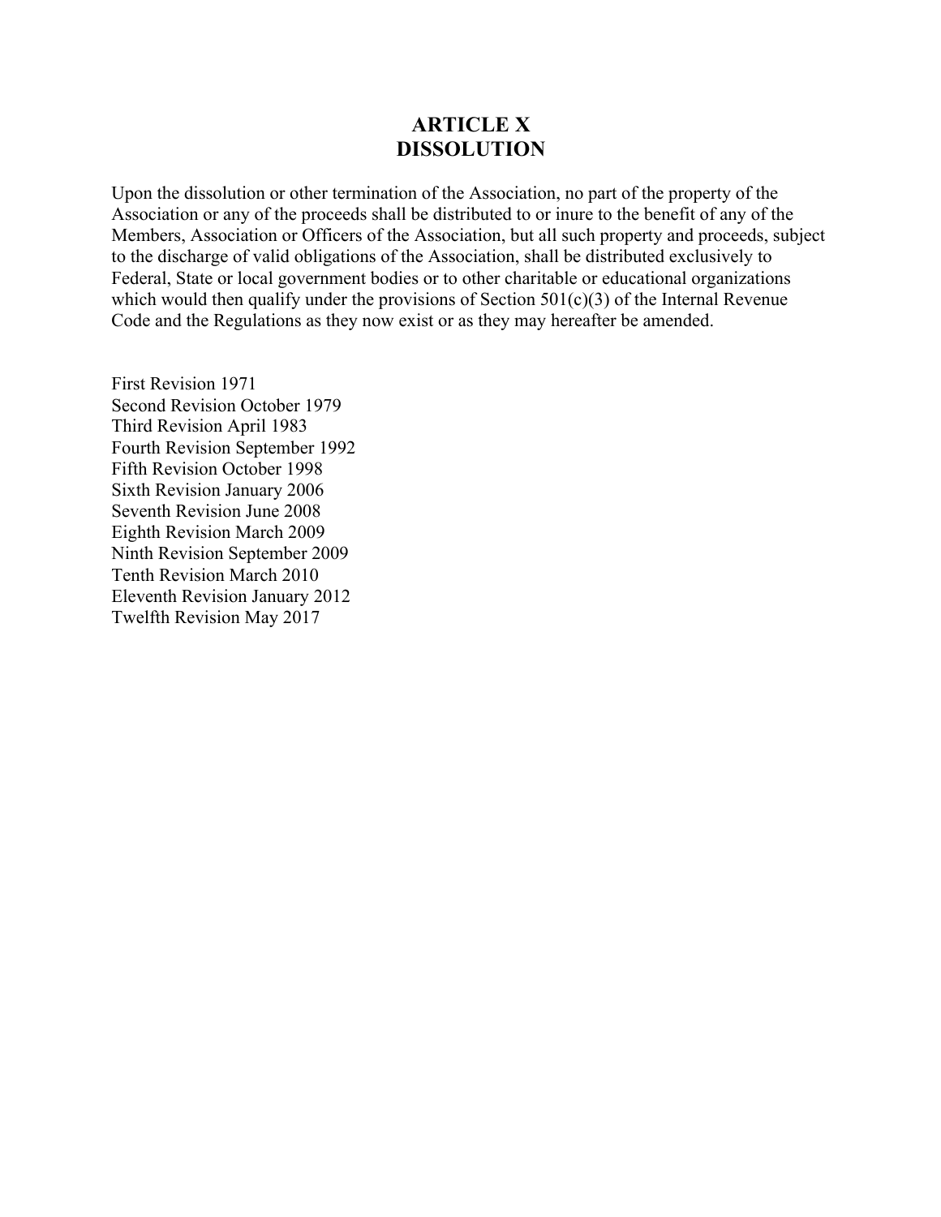# ARTICLE X
# DISSOLUTION

Upon the dissolution or other termination of the Association, no part of the property of the Association or any of the proceeds shall be distributed to or inure to the benefit of any of the Members, Association or Officers of the Association, but all such property and proceeds, subject to the discharge of valid obligations of the Association, shall be distributed exclusively to Federal, State or local government bodies or to other charitable or educational organizations which would then qualify under the provisions of Section 501(c)(3) of the Internal Revenue Code and the Regulations as they now exist or as they may hereafter be amended.

First Revision 1971
Second Revision October 1979
Third Revision April 1983
Fourth Revision September 1992
Fifth Revision October 1998
Sixth Revision January 2006
Seventh Revision June 2008
Eighth Revision March 2009
Ninth Revision September 2009
Tenth Revision March 2010
Eleventh Revision January 2012
Twelfth Revision May 2017